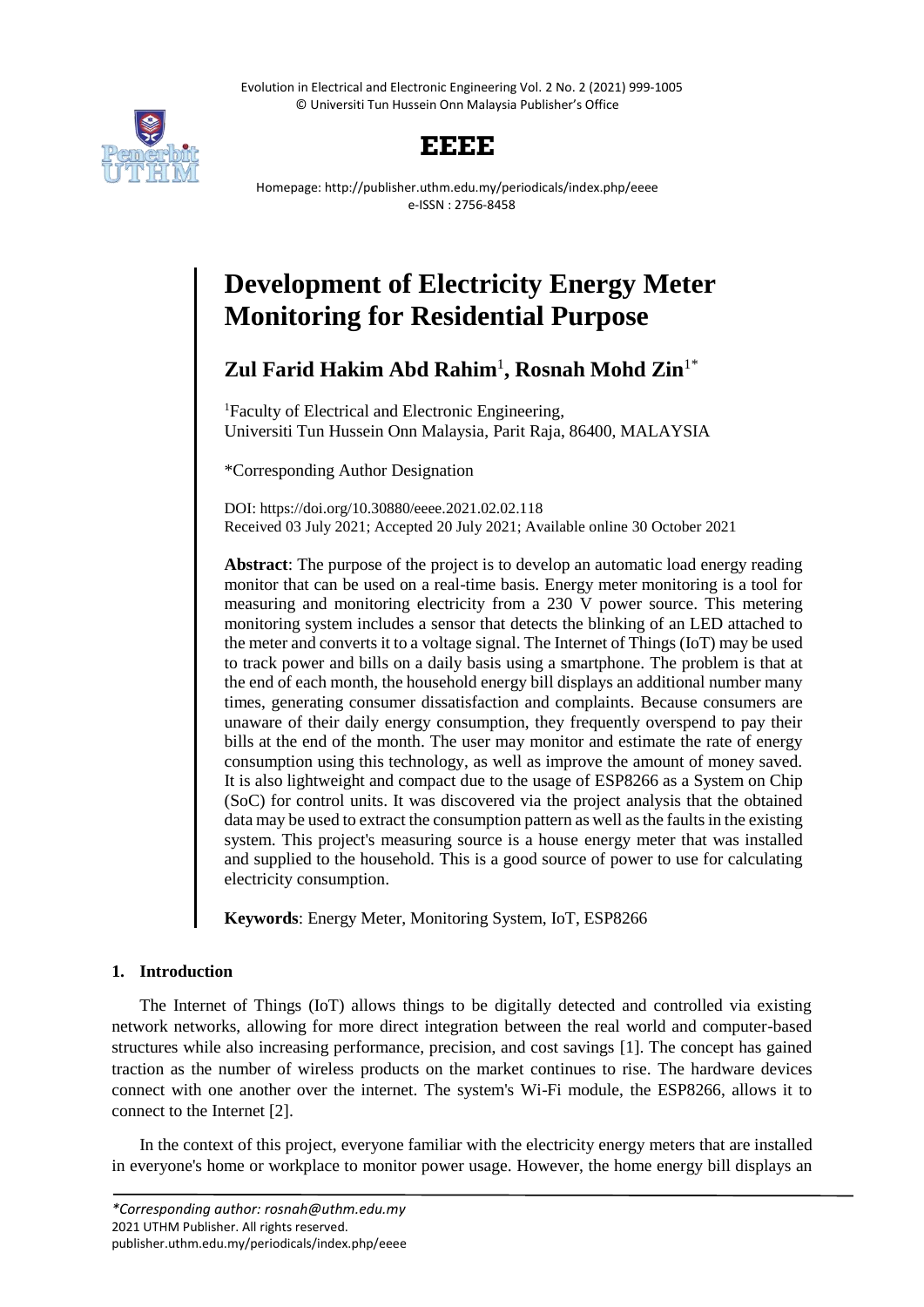# Development of Electricity Energy Meter Monitoring for Residential Purpose

**Zul Farid Hakim Abd Rahim**[1], **Rosnah Mohd Zin**[1*]

[1]Faculty of Electrical and Electronic Engineering,
Universiti Tun Hussein Onn Malaysia, Parit Raja, 86400, MALAYSIA

*Corresponding Author Designation

DOI: https://doi.org/10.30880/eeee.2021.02.02.118
Received 03 July 2021; Accepted 20 July 2021; Available online 30 October 2021

**Abstract**: The purpose of the project is to develop an automatic load energy reading monitor that can be used on a real-time basis. Energy meter monitoring is a tool for measuring and monitoring electricity from a 230 V power source. This metering monitoring system includes a sensor that detects the blinking of an LED attached to the meter and converts it to a voltage signal. The Internet of Things (IoT) may be used to track power and bills on a daily basis using a smartphone. The problem is that at the end of each month, the household energy bill displays an additional number many times, generating consumer dissatisfaction and complaints. Because consumers are unaware of their daily energy consumption, they frequently overspend to pay their bills at the end of the month. The user may monitor and estimate the rate of energy consumption using this technology, as well as improve the amount of money saved. It is also lightweight and compact due to the usage of ESP8266 as a System on Chip (SoC) for control units. It was discovered via the project analysis that the obtained data may be used to extract the consumption pattern as well as the faults in the existing system. This project's measuring source is a house energy meter that was installed and supplied to the household. This is a good source of power to use for calculating electricity consumption.

**Keywords**: Energy Meter, Monitoring System, IoT, ESP8266

## 1. Introduction

The Internet of Things (IoT) allows things to be digitally detected and controlled via existing network networks, allowing for more direct integration between the real world and computer-based structures while also increasing performance, precision, and cost savings [1]. The concept has gained traction as the number of wireless products on the market continues to rise. The hardware devices connect with one another over the internet. The system's Wi-Fi module, the ESP8266, allows it to connect to the Internet [2].

In the context of this project, everyone familiar with the electricity energy meters that are installed in everyone's home or workplace to monitor power usage. However, the home energy bill displays an

*\*Corresponding author: rosnah@uthm.edu.my*
2021 UTHM Publisher. All rights reserved.
publisher.uthm.edu.my/periodicals/index.php/eeee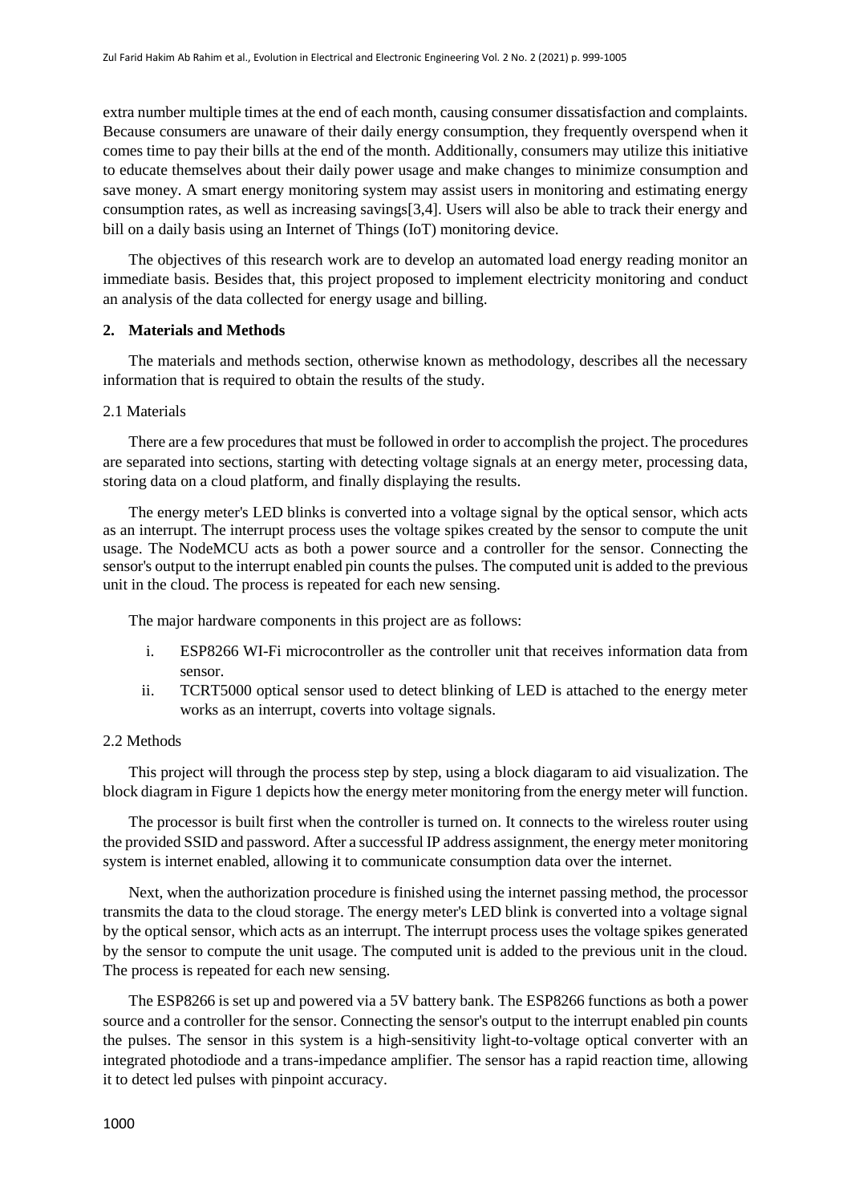extra number multiple times at the end of each month, causing consumer dissatisfaction and complaints. Because consumers are unaware of their daily energy consumption, they frequently overspend when it comes time to pay their bills at the end of the month. Additionally, consumers may utilize this initiative to educate themselves about their daily power usage and make changes to minimize consumption and save money. A smart energy monitoring system may assist users in monitoring and estimating energy consumption rates, as well as increasing savings[3,4]. Users will also be able to track their energy and bill on a daily basis using an Internet of Things (IoT) monitoring device.

The objectives of this research work are to develop an automated load energy reading monitor an immediate basis. Besides that, this project proposed to implement electricity monitoring and conduct an analysis of the data collected for energy usage and billing.

## 2. Materials and Methods

The materials and methods section, otherwise known as methodology, describes all the necessary information that is required to obtain the results of the study.

### 2.1 Materials

There are a few procedures that must be followed in order to accomplish the project. The procedures are separated into sections, starting with detecting voltage signals at an energy meter, processing data, storing data on a cloud platform, and finally displaying the results.

The energy meter's LED blinks is converted into a voltage signal by the optical sensor, which acts as an interrupt. The interrupt process uses the voltage spikes created by the sensor to compute the unit usage. The NodeMCU acts as both a power source and a controller for the sensor. Connecting the sensor's output to the interrupt enabled pin counts the pulses. The computed unit is added to the previous unit in the cloud. The process is repeated for each new sensing.

The major hardware components in this project are as follows:

i. ESP8266 WI-Fi microcontroller as the controller unit that receives information data from sensor.
ii. TCRT5000 optical sensor used to detect blinking of LED is attached to the energy meter works as an interrupt, coverts into voltage signals.

### 2.2 Methods

This project will through the process step by step, using a block diagaram to aid visualization. The block diagram in Figure 1 depicts how the energy meter monitoring from the energy meter will function.

The processor is built first when the controller is turned on. It connects to the wireless router using the provided SSID and password. After a successful IP address assignment, the energy meter monitoring system is internet enabled, allowing it to communicate consumption data over the internet.

Next, when the authorization procedure is finished using the internet passing method, the processor transmits the data to the cloud storage. The energy meter's LED blink is converted into a voltage signal by the optical sensor, which acts as an interrupt. The interrupt process uses the voltage spikes generated by the sensor to compute the unit usage. The computed unit is added to the previous unit in the cloud. The process is repeated for each new sensing.

The ESP8266 is set up and powered via a 5V battery bank. The ESP8266 functions as both a power source and a controller for the sensor. Connecting the sensor's output to the interrupt enabled pin counts the pulses. The sensor in this system is a high-sensitivity light-to-voltage optical converter with an integrated photodiode and a trans-impedance amplifier. The sensor has a rapid reaction time, allowing it to detect led pulses with pinpoint accuracy.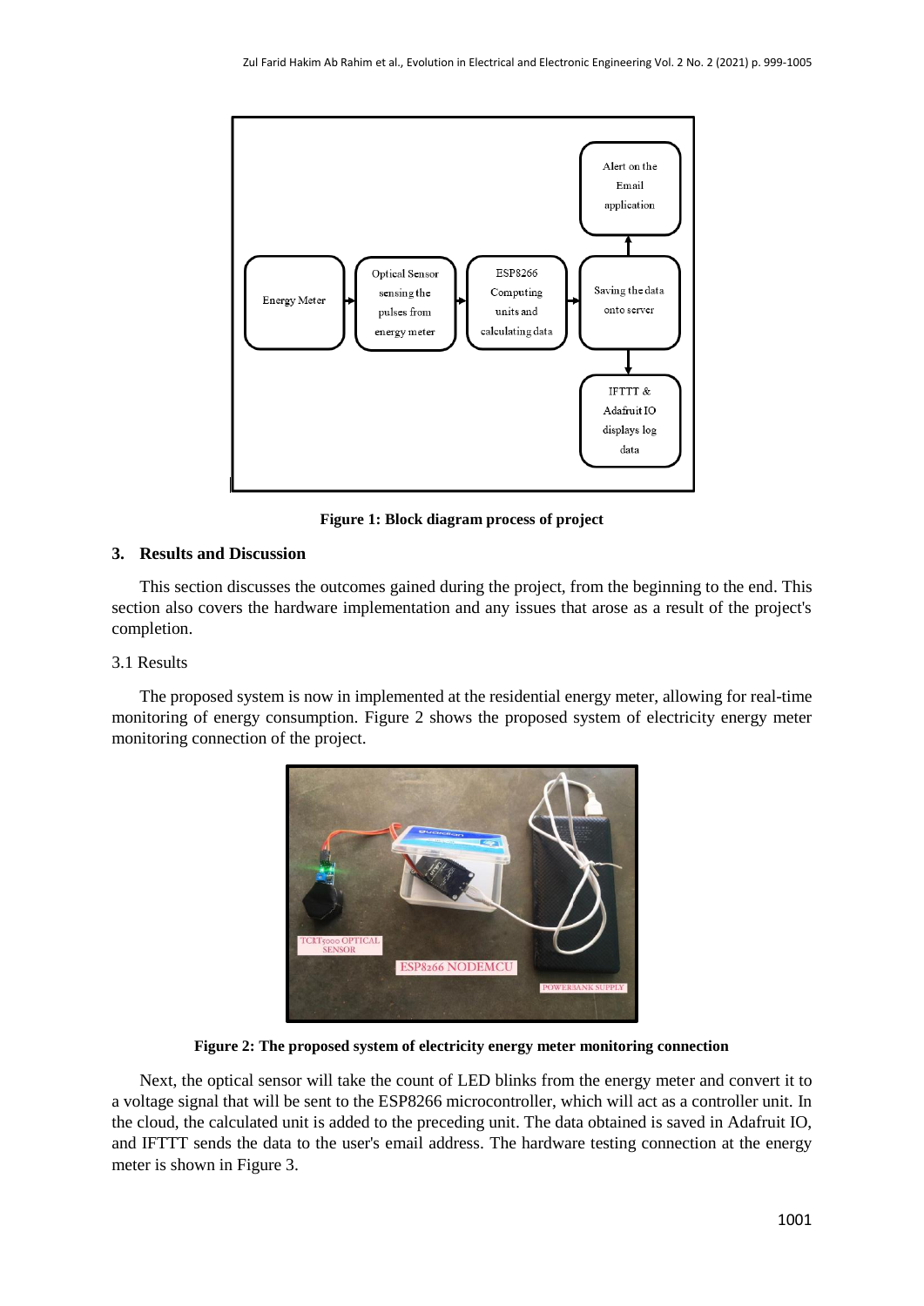Figure 1: Block diagram process of project

## 3. Results and Discussion

This section discusses the outcomes gained during the project, from the beginning to the end. This section also covers the hardware implementation and any issues that arose as a result of the project's completion.

### 3.1 Results

The proposed system is now in implemented at the residential energy meter, allowing for real-time monitoring of energy consumption. Figure 2 shows the proposed system of electricity energy meter monitoring connection of the project.

Figure 2: The proposed system of electricity energy meter monitoring connection

Next, the optical sensor will take the count of LED blinks from the energy meter and convert it to a voltage signal that will be sent to the ESP8266 microcontroller, which will act as a controller unit. In the cloud, the calculated unit is added to the preceding unit. The data obtained is saved in Adafruit IO, and IFTTT sends the data to the user's email address. The hardware testing connection at the energy meter is shown in Figure 3.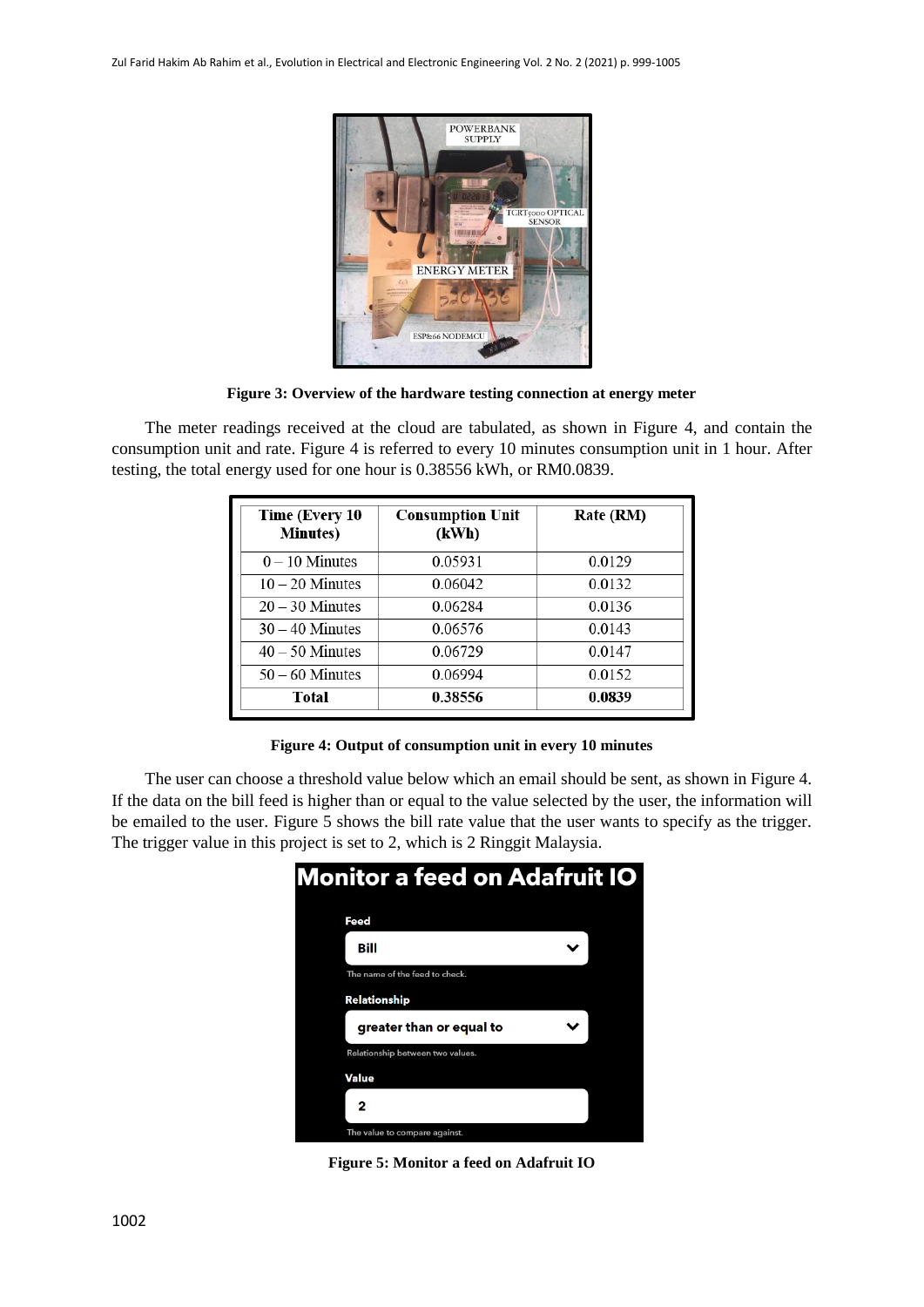Figure 3: Overview of the hardware testing connection at energy meter

The meter readings received at the cloud are tabulated, as shown in Figure 4, and contain the consumption unit and rate. Figure 4 is referred to every 10 minutes consumption unit in 1 hour. After testing, the total energy used for one hour is 0.38556 kWh, or RM0.0839.

| Time (Every 10 Minutes) | Consumption Unit (kWh) | Rate (RM) |
|---|---|---|
| 0 – 10 Minutes | 0.05931 | 0.0129 |
| 10 – 20 Minutes | 0.06042 | 0.0132 |
| 20 – 30 Minutes | 0.06284 | 0.0136 |
| 30 – 40 Minutes | 0.06576 | 0.0143 |
| 40 – 50 Minutes | 0.06729 | 0.0147 |
| 50 – 60 Minutes | 0.06994 | 0.0152 |
| **Total** | **0.38556** | **0.0839** |

**Figure 4: Output of consumption unit in every 10 minutes**

The user can choose a threshold value below which an email should be sent, as shown in Figure 4. If the data on the bill feed is higher than or equal to the value selected by the user, the information will be emailed to the user. Figure 5 shows the bill rate value that the user wants to specify as the trigger. The trigger value in this project is set to 2, which is 2 Ringgit Malaysia.

**Figure 5: Monitor a feed on Adafruit IO**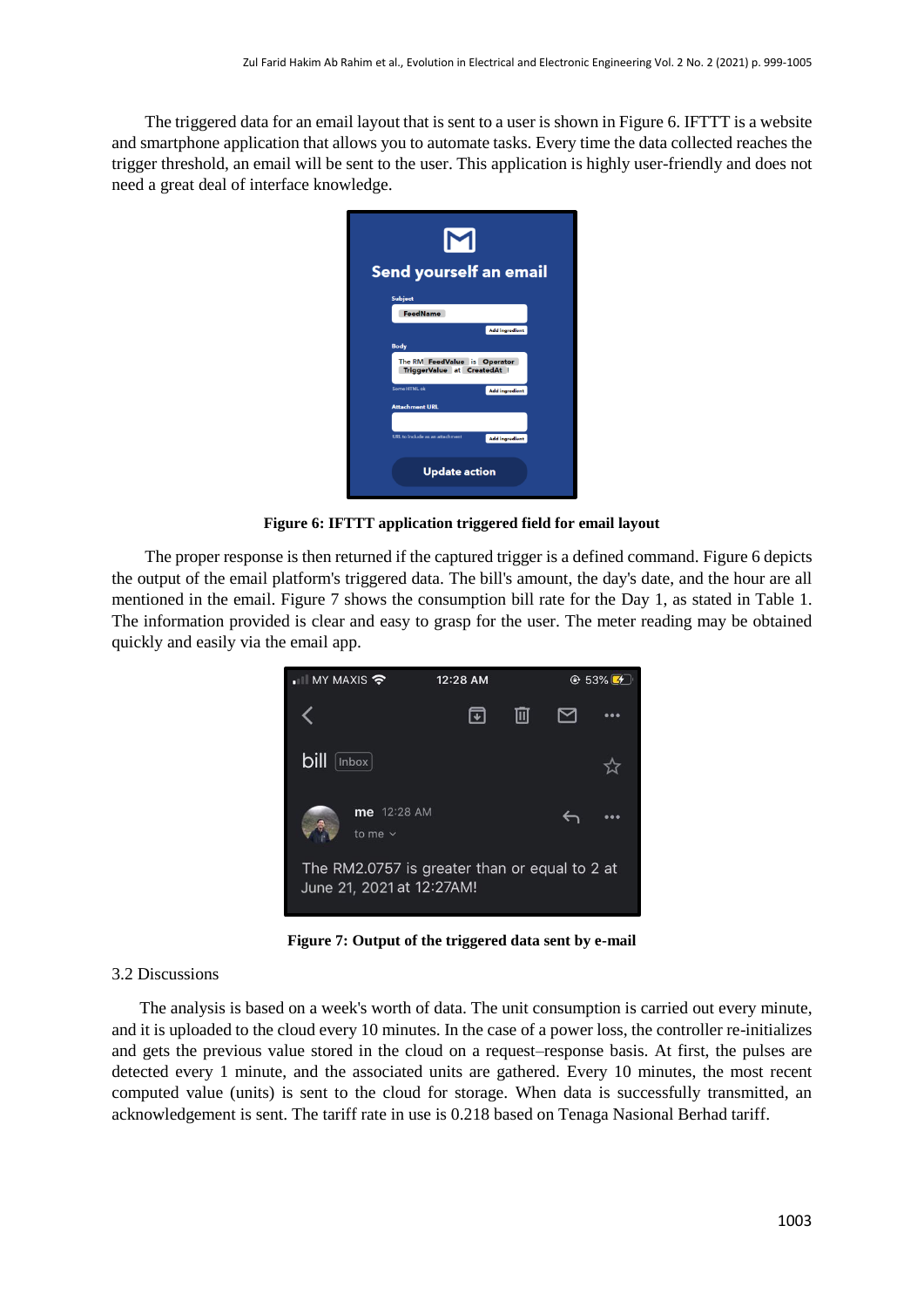The triggered data for an email layout that is sent to a user is shown in Figure 6. IFTTT is a website and smartphone application that allows you to automate tasks. Every time the data collected reaches the trigger threshold, an email will be sent to the user. This application is highly user-friendly and does not need a great deal of interface knowledge.

**Figure 6: IFTTT application triggered field for email layout**

The proper response is then returned if the captured trigger is a defined command. Figure 6 depicts the output of the email platform's triggered data. The bill's amount, the day's date, and the hour are all mentioned in the email. Figure 7 shows the consumption bill rate for the Day 1, as stated in Table 1. The information provided is clear and easy to grasp for the user. The meter reading may be obtained quickly and easily via the email app.

**Figure 7: Output of the triggered data sent by e-mail**

3.2 Discussions

The analysis is based on a week's worth of data. The unit consumption is carried out every minute, and it is uploaded to the cloud every 10 minutes. In the case of a power loss, the controller re-initializes and gets the previous value stored in the cloud on a request–response basis. At first, the pulses are detected every 1 minute, and the associated units are gathered. Every 10 minutes, the most recent computed value (units) is sent to the cloud for storage. When data is successfully transmitted, an acknowledgement is sent. The tariff rate in use is 0.218 based on Tenaga Nasional Berhad tariff.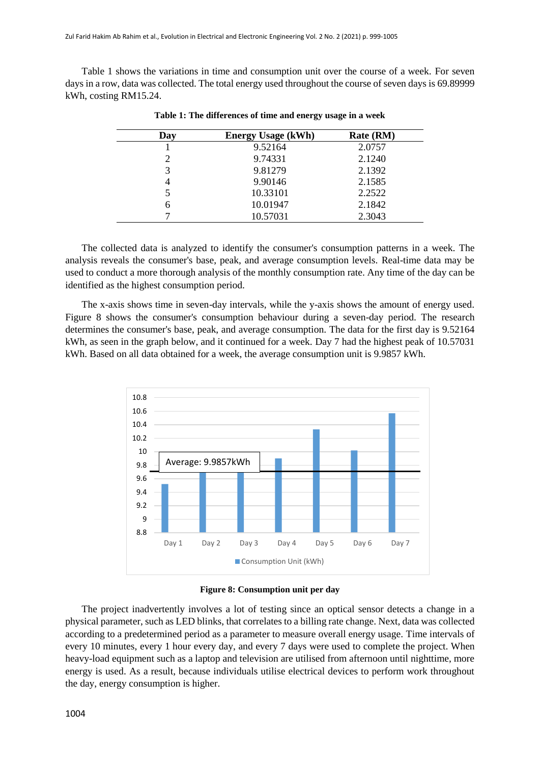Table 1 shows the variations in time and consumption unit over the course of a week. For seven days in a row, data was collected. The total energy used throughout the course of seven days is 69.89999 kWh, costing RM15.24.

**Table 1: The differences of time and energy usage in a week**

| Day | Energy Usage (kWh) | Rate (RM) |
|---|---|---|
| 1 | 9.52164 | 2.0757 |
| 2 | 9.74331 | 2.1240 |
| 3 | 9.81279 | 2.1392 |
| 4 | 9.90146 | 2.1585 |
| 5 | 10.33101 | 2.2522 |
| 6 | 10.01947 | 2.1842 |
| 7 | 10.57031 | 2.3043 |

The collected data is analyzed to identify the consumer's consumption patterns in a week. The analysis reveals the consumer's base, peak, and average consumption levels. Real-time data may be used to conduct a more thorough analysis of the monthly consumption rate. Any time of the day can be identified as the highest consumption period.

The x-axis shows time in seven-day intervals, while the y-axis shows the amount of energy used. Figure 8 shows the consumer's consumption behaviour during a seven-day period. The research determines the consumer's base, peak, and average consumption. The data for the first day is 9.52164 kWh, as seen in the graph below, and it continued for a week. Day 7 had the highest peak of 10.57031 kWh. Based on all data obtained for a week, the average consumption unit is 9.9857 kWh.

**Figure 8: Consumption unit per day**

The project inadvertently involves a lot of testing since an optical sensor detects a change in a physical parameter, such as LED blinks, that correlates to a billing rate change. Next, data was collected according to a predetermined period as a parameter to measure overall energy usage. Time intervals of every 10 minutes, every 1 hour every day, and every 7 days were used to complete the project. When heavy-load equipment such as a laptop and television are utilised from afternoon until nighttime, more energy is used. As a result, because individuals utilise electrical devices to perform work throughout the day, energy consumption is higher.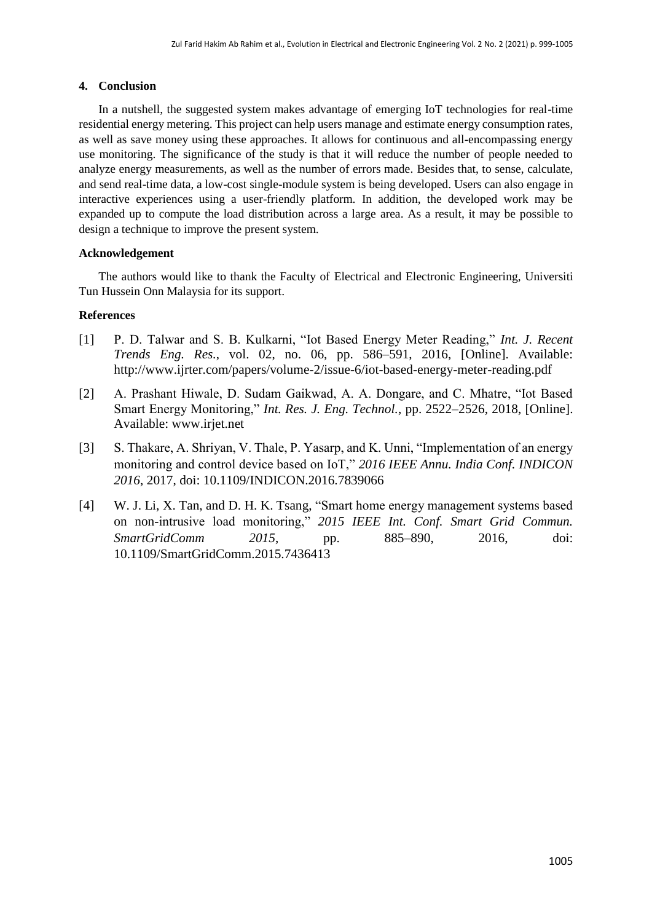## 4. Conclusion

In a nutshell, the suggested system makes advantage of emerging IoT technologies for real-time residential energy metering. This project can help users manage and estimate energy consumption rates, as well as save money using these approaches. It allows for continuous and all-encompassing energy use monitoring. The significance of the study is that it will reduce the number of people needed to analyze energy measurements, as well as the number of errors made. Besides that, to sense, calculate, and send real-time data, a low-cost single-module system is being developed. Users can also engage in interactive experiences using a user-friendly platform. In addition, the developed work may be expanded up to compute the load distribution across a large area. As a result, it may be possible to design a technique to improve the present system.

### Acknowledgement

The authors would like to thank the Faculty of Electrical and Electronic Engineering, Universiti Tun Hussein Onn Malaysia for its support.

### References

[1] P. D. Talwar and S. B. Kulkarni, "Iot Based Energy Meter Reading," *Int. J. Recent Trends Eng. Res.*, vol. 02, no. 06, pp. 586–591, 2016, [Online]. Available: http://www.ijrter.com/papers/volume-2/issue-6/iot-based-energy-meter-reading.pdf

[2] A. Prashant Hiwale, D. Sudam Gaikwad, A. A. Dongare, and C. Mhatre, "Iot Based Smart Energy Monitoring," *Int. Res. J. Eng. Technol.*, pp. 2522–2526, 2018, [Online]. Available: www.irjet.net

[3] S. Thakare, A. Shriyan, V. Thale, P. Yasarp, and K. Unni, "Implementation of an energy monitoring and control device based on IoT," *2016 IEEE Annu. India Conf. INDICON 2016*, 2017, doi: 10.1109/INDICON.2016.7839066

[4] W. J. Li, X. Tan, and D. H. K. Tsang, "Smart home energy management systems based on non-intrusive load monitoring," *2015 IEEE Int. Conf. Smart Grid Commun. SmartGridComm 2015*, pp. 885–890, 2016, doi: 10.1109/SmartGridComm.2015.7436413